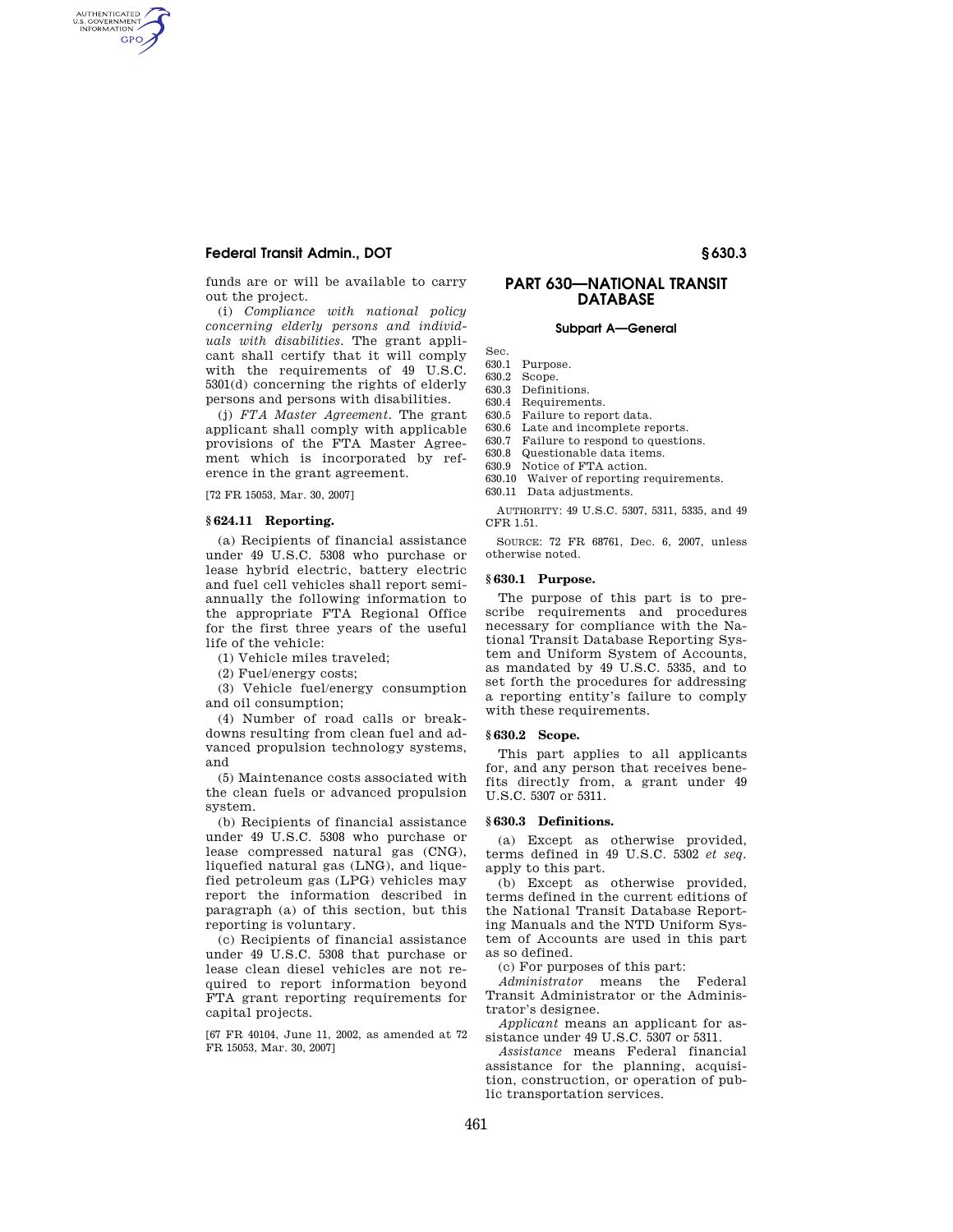funds are or will be available to carry out the project.

(i) *Compliance with national policy concerning elderly persons and individuals with disabilities.* The grant applicant shall certify that it will comply with the requirements of 49 U.S.C. 5301(d) concerning the rights of elderly persons and persons with disabilities.

(j) *FTA Master Agreement.* The grant applicant shall comply with applicable provisions of the FTA Master Agreement which is incorporated by reference in the grant agreement.

[72 FR 15053, Mar. 30, 2007]

### § 624.11 Reporting.

(a) Recipients of financial assistance under 49 U.S.C. 5308 who purchase or lease hybrid electric, battery electric and fuel cell vehicles shall report semi-annually the following information to the appropriate FTA Regional Office for the first three years of the useful life of the vehicle:

(1) Vehicle miles traveled;

(2) Fuel/energy costs;

(3) Vehicle fuel/energy consumption and oil consumption;

(4) Number of road calls or breakdowns resulting from clean fuel and advanced propulsion technology systems, and

(5) Maintenance costs associated with the clean fuels or advanced propulsion system.

(b) Recipients of financial assistance under 49 U.S.C. 5308 who purchase or lease compressed natural gas (CNG), liquefied natural gas (LNG), and liquefied petroleum gas (LPG) vehicles may report the information described in paragraph (a) of this section, but this reporting is voluntary.

(c) Recipients of financial assistance under 49 U.S.C. 5308 that purchase or lease clean diesel vehicles are not required to report information beyond FTA grant reporting requirements for capital projects.

[67 FR 40104, June 11, 2002, as amended at 72 FR 15053, Mar. 30, 2007]

## PART 630—NATIONAL TRANSIT DATABASE

### Subpart A—General

Sec.
630.1 Purpose.
630.2 Scope.
630.3 Definitions.
630.4 Requirements.
630.5 Failure to report data.
630.6 Late and incomplete reports.
630.7 Failure to respond to questions.
630.8 Questionable data items.
630.9 Notice of FTA action.
630.10 Waiver of reporting requirements.
630.11 Data adjustments.

AUTHORITY: 49 U.S.C. 5307, 5311, 5335, and 49 CFR 1.51.

SOURCE: 72 FR 68761, Dec. 6, 2007, unless otherwise noted.

### § 630.1 Purpose.

The purpose of this part is to prescribe requirements and procedures necessary for compliance with the National Transit Database Reporting System and Uniform System of Accounts, as mandated by 49 U.S.C. 5335, and to set forth the procedures for addressing a reporting entity's failure to comply with these requirements.

### § 630.2 Scope.

This part applies to all applicants for, and any person that receives benefits directly from, a grant under 49 U.S.C. 5307 or 5311.

### § 630.3 Definitions.

(a) Except as otherwise provided, terms defined in 49 U.S.C. 5302 *et seq.* apply to this part.

(b) Except as otherwise provided, terms defined in the current editions of the National Transit Database Reporting Manuals and the NTD Uniform System of Accounts are used in this part as so defined.

(c) For purposes of this part:

*Administrator* means the Federal Transit Administrator or the Administrator's designee.

*Applicant* means an applicant for assistance under 49 U.S.C. 5307 or 5311.

*Assistance* means Federal financial assistance for the planning, acquisition, construction, or operation of public transportation services.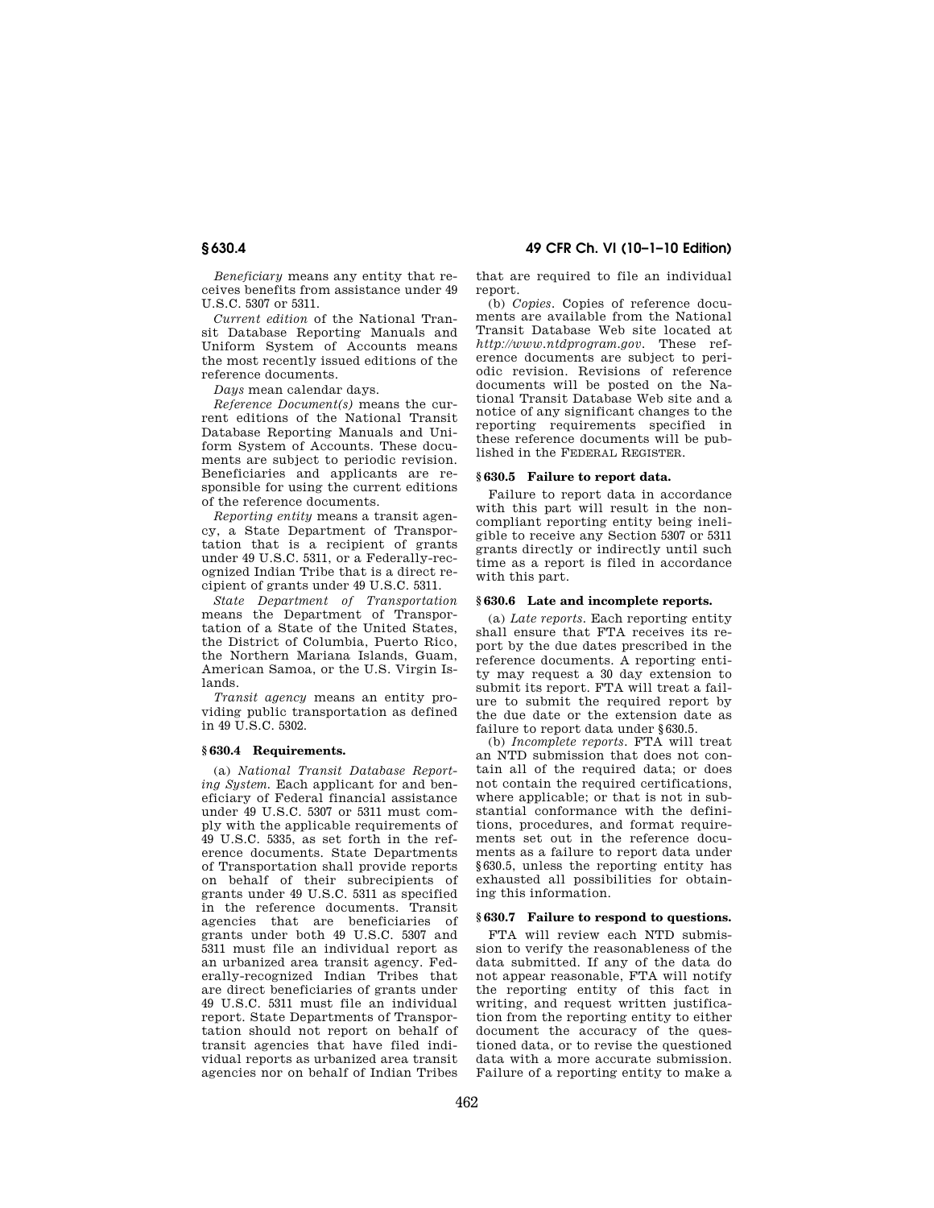*Beneficiary* means any entity that receives benefits from assistance under 49 U.S.C. 5307 or 5311.

*Current edition* of the National Transit Database Reporting Manuals and Uniform System of Accounts means the most recently issued editions of the reference documents.

*Days* mean calendar days.

*Reference Document(s)* means the current editions of the National Transit Database Reporting Manuals and Uniform System of Accounts. These documents are subject to periodic revision. Beneficiaries and applicants are responsible for using the current editions of the reference documents.

*Reporting entity* means a transit agency, a State Department of Transportation that is a recipient of grants under 49 U.S.C. 5311, or a Federally-recognized Indian Tribe that is a direct recipient of grants under 49 U.S.C. 5311.

*State Department of Transportation* means the Department of Transportation of a State of the United States, the District of Columbia, Puerto Rico, the Northern Mariana Islands, Guam, American Samoa, or the U.S. Virgin Islands.

*Transit agency* means an entity providing public transportation as defined in 49 U.S.C. 5302.

## § 630.4 Requirements.

(a) *National Transit Database Reporting System.* Each applicant for and beneficiary of Federal financial assistance under 49 U.S.C. 5307 or 5311 must comply with the applicable requirements of 49 U.S.C. 5335, as set forth in the reference documents. State Departments of Transportation shall provide reports on behalf of their subrecipients of grants under 49 U.S.C. 5311 as specified in the reference documents. Transit agencies that are beneficiaries of grants under both 49 U.S.C. 5307 and 5311 must file an individual report as an urbanized area transit agency. Federally-recognized Indian Tribes that are direct beneficiaries of grants under 49 U.S.C. 5311 must file an individual report. State Departments of Transportation should not report on behalf of transit agencies that have filed individual reports as urbanized area transit agencies nor on behalf of Indian Tribes that are required to file an individual report.

(b) *Copies.* Copies of reference documents are available from the National Transit Database Web site located at *http://www.ntdprogram.gov*. These reference documents are subject to periodic revision. Revisions of reference documents will be posted on the National Transit Database Web site and a notice of any significant changes to the reporting requirements specified in these reference documents will be published in the FEDERAL REGISTER.

## § 630.5 Failure to report data.

Failure to report data in accordance with this part will result in the noncompliant reporting entity being ineligible to receive any Section 5307 or 5311 grants directly or indirectly until such time as a report is filed in accordance with this part.

## § 630.6 Late and incomplete reports.

(a) *Late reports.* Each reporting entity shall ensure that FTA receives its report by the due dates prescribed in the reference documents. A reporting entity may request a 30 day extension to submit its report. FTA will treat a failure to submit the required report by the due date or the extension date as failure to report data under § 630.5.

(b) *Incomplete reports.* FTA will treat an NTD submission that does not contain all of the required data; or does not contain the required certifications, where applicable; or that is not in substantial conformance with the definitions, procedures, and format requirements set out in the reference documents as a failure to report data under § 630.5, unless the reporting entity has exhausted all possibilities for obtaining this information.

## § 630.7 Failure to respond to questions.

FTA will review each NTD submission to verify the reasonableness of the data submitted. If any of the data do not appear reasonable, FTA will notify the reporting entity of this fact in writing, and request written justification from the reporting entity to either document the accuracy of the questioned data, or to revise the questioned data with a more accurate submission. Failure of a reporting entity to make a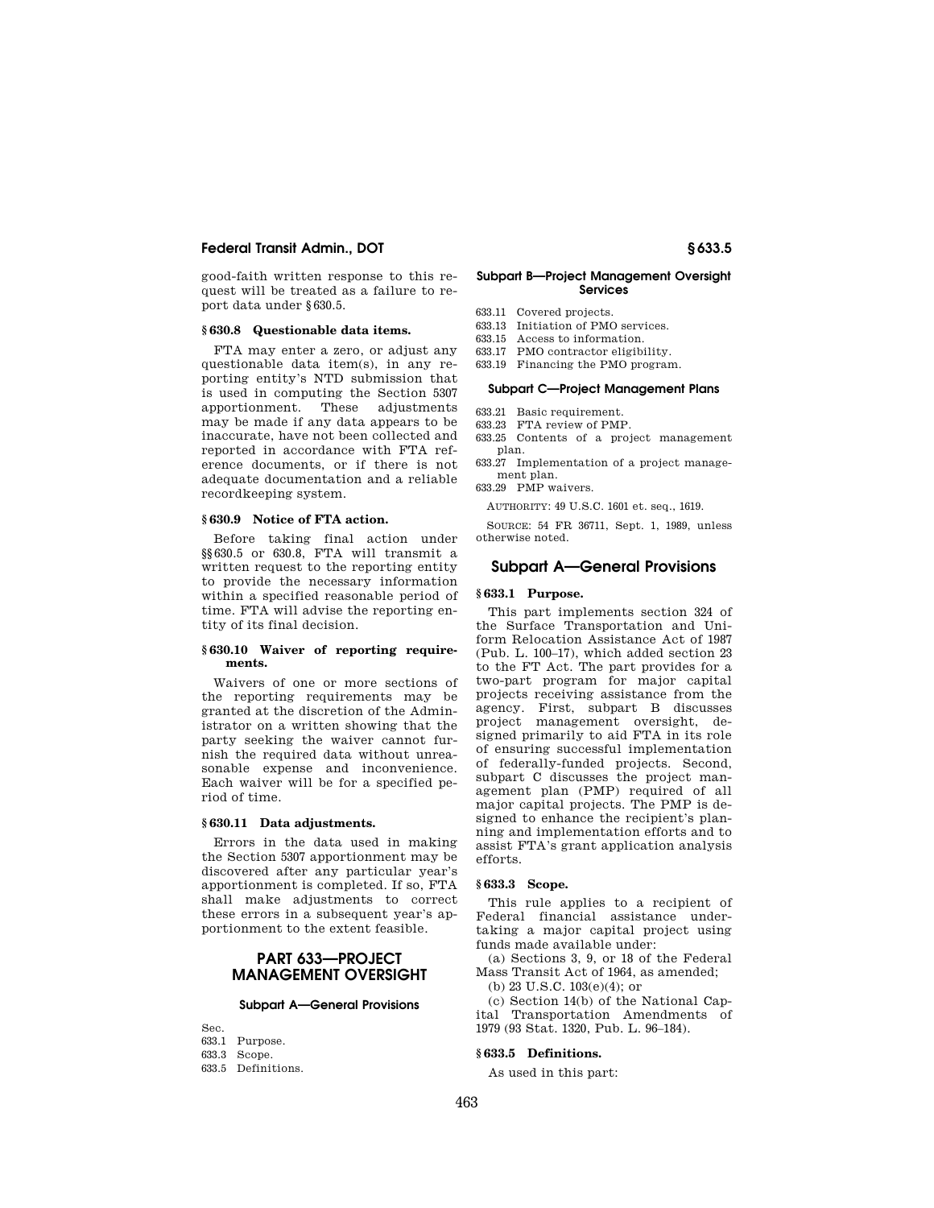good-faith written response to this request will be treated as a failure to report data under §630.5.

### §630.8 Questionable data items.

FTA may enter a zero, or adjust any questionable data item(s), in any reporting entity's NTD submission that is used in computing the Section 5307 apportionment. These adjustments may be made if any data appears to be inaccurate, have not been collected and reported in accordance with FTA reference documents, or if there is not adequate documentation and a reliable recordkeeping system.

### §630.9 Notice of FTA action.

Before taking final action under §§630.5 or 630.8, FTA will transmit a written request to the reporting entity to provide the necessary information within a specified reasonable period of time. FTA will advise the reporting entity of its final decision.

### §630.10 Waiver of reporting requirements.

Waivers of one or more sections of the reporting requirements may be granted at the discretion of the Administrator on a written showing that the party seeking the waiver cannot furnish the required data without unreasonable expense and inconvenience. Each waiver will be for a specified period of time.

### §630.11 Data adjustments.

Errors in the data used in making the Section 5307 apportionment may be discovered after any particular year's apportionment is completed. If so, FTA shall make adjustments to correct these errors in a subsequent year's apportionment to the extent feasible.

# PART 633—PROJECT MANAGEMENT OVERSIGHT

#### Subpart A—General Provisions

Sec.
633.1 Purpose.
633.3 Scope.
633.5 Definitions.

#### Subpart B—Project Management Oversight Services

633.11 Covered projects.
633.13 Initiation of PMO services.
633.15 Access to information.
633.17 PMO contractor eligibility.
633.19 Financing the PMO program.

#### Subpart C—Project Management Plans

633.21 Basic requirement.
633.23 FTA review of PMP.
633.25 Contents of a project management plan.
633.27 Implementation of a project management plan.
633.29 PMP waivers.

AUTHORITY: 49 U.S.C. 1601 et. seq., 1619.

SOURCE: 54 FR 36711, Sept. 1, 1989, unless otherwise noted.

## Subpart A—General Provisions

### §633.1 Purpose.

This part implements section 324 of the Surface Transportation and Uniform Relocation Assistance Act of 1987 (Pub. L. 100–17), which added section 23 to the FT Act. The part provides for a two-part program for major capital projects receiving assistance from the agency. First, subpart B discusses project management oversight, designed primarily to aid FTA in its role of ensuring successful implementation of federally-funded projects. Second, subpart C discusses the project management plan (PMP) required of all major capital projects. The PMP is designed to enhance the recipient's planning and implementation efforts and to assist FTA's grant application analysis efforts.

### §633.3 Scope.

This rule applies to a recipient of Federal financial assistance undertaking a major capital project using funds made available under:

(a) Sections 3, 9, or 18 of the Federal Mass Transit Act of 1964, as amended;

(b) 23 U.S.C. 103(e)(4); or

(c) Section 14(b) of the National Capital Transportation Amendments of 1979 (93 Stat. 1320, Pub. L. 96–184).

### §633.5 Definitions.

As used in this part: